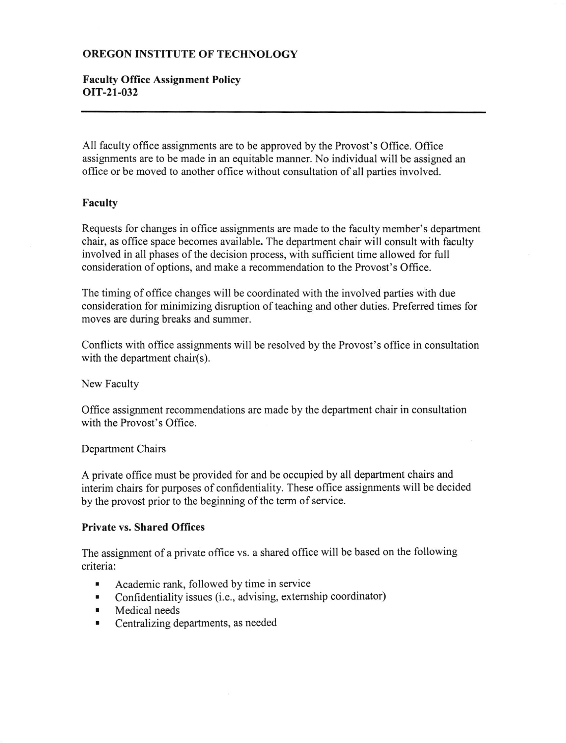**OREGON INSTITUTE OF TECHNOLOGY**

**Faculty Office Assignment Policy**
**OIT-21-032**

---

All faculty office assignments are to be approved by the Provost's Office. Office assignments are to be made in an equitable manner. No individual will be assigned an office or be moved to another office without consultation of all parties involved.

**Faculty**

Requests for changes in office assignments are made to the faculty member's department chair, as office space becomes available. The department chair will consult with faculty involved in all phases of the decision process, with sufficient time allowed for full consideration of options, and make a recommendation to the Provost's Office.

The timing of office changes will be coordinated with the involved parties with due consideration for minimizing disruption of teaching and other duties. Preferred times for moves are during breaks and summer.

Conflicts with office assignments will be resolved by the Provost's office in consultation with the department chair(s).

New Faculty

Office assignment recommendations are made by the department chair in consultation with the Provost's Office.

Department Chairs

A private office must be provided for and be occupied by all department chairs and interim chairs for purposes of confidentiality. These office assignments will be decided by the provost prior to the beginning of the term of service.

**Private vs. Shared Offices**

The assignment of a private office vs. a shared office will be based on the following criteria:

- Academic rank, followed by time in service
- Confidentiality issues (i.e., advising, externship coordinator)
- Medical needs
- Centralizing departments, as needed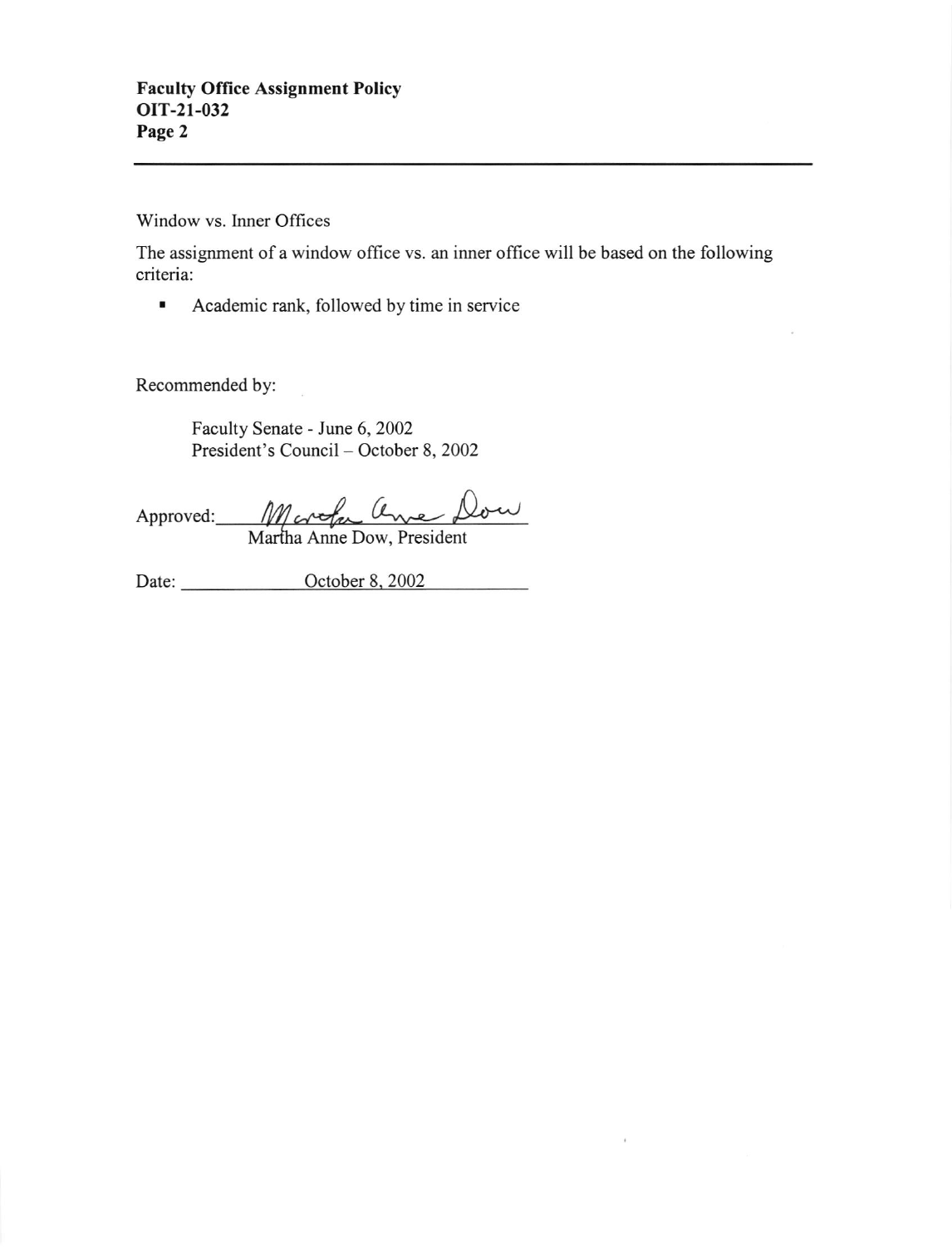Window vs. Inner Offices

The assignment of a window office vs. an inner office will be based on the following criteria:

- Academic rank, followed by time in service

Recommended by:

Faculty Senate - June 6, 2002
President's Council – October 8, 2002

Approved: Martha Anne Dow
Martha Anne Dow, President

Date: October 8, 2002